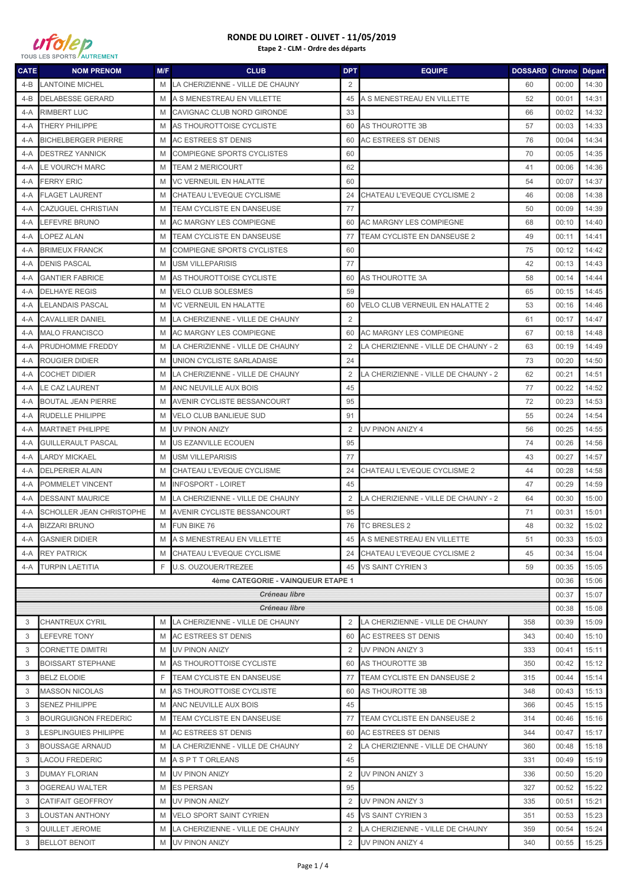# RONDE DU LOIRET - OLIVET - 11/05/2019

**Etape 2 - CLM - Ordre des départs**

| CATE | NOM PRENOM | M/F | CLUB | DPT | EQUIPE | DOSSARD | Chrono | Départ |
|---|---|---|---|---|---|---|---|---|
| 4-B | LANTOINE MICHEL | M | LA CHERIZIENNE - VILLE DE CHAUNY | 2 | | 60 | 00:00 | 14:30 |
| 4-B | DELABESSE GERARD | M | A S MENESTREAU EN VILLETTE | 45 | A S MENESTREAU EN VILLETTE | 52 | 00:01 | 14:31 |
| 4-A | RIMBERT LUC | M | CAVIGNAC CLUB NORD GIRONDE | 33 | | 66 | 00:02 | 14:32 |
| 4-A | THERY PHILIPPE | M | AS THOUROTTOISE CYCLISTE | 60 | AS THOUROTTE 3B | 57 | 00:03 | 14:33 |
| 4-A | BICHELBERGER PIERRE | M | AC ESTREES ST DENIS | 60 | AC ESTREES ST DENIS | 76 | 00:04 | 14:34 |
| 4-A | DESTREZ YANNICK | M | COMPIEGNE SPORTS CYCLISTES | 60 | | 70 | 00:05 | 14:35 |
| 4-A | LE VOURC'H MARC | M | TEAM 2 MERICOURT | 62 | | 41 | 00:06 | 14:36 |
| 4-A | FERRY ERIC | M | VC VERNEUIL EN HALATTE | 60 | | 54 | 00:07 | 14:37 |
| 4-A | FLAGET LAURENT | M | CHATEAU L'EVEQUE CYCLISME | 24 | CHATEAU L'EVEQUE CYCLISME 2 | 46 | 00:08 | 14:38 |
| 4-A | CAZUGUEL CHRISTIAN | M | TEAM CYCLISTE EN DANSEUSE | 77 | | 50 | 00:09 | 14:39 |
| 4-A | LEFEVRE BRUNO | M | AC MARGNY LES COMPIEGNE | 60 | AC MARGNY LES COMPIEGNE | 68 | 00:10 | 14:40 |
| 4-A | LOPEZ ALAN | M | TEAM CYCLISTE EN DANSEUSE | 77 | TEAM CYCLISTE EN DANSEUSE 2 | 49 | 00:11 | 14:41 |
| 4-A | BRIMEUX FRANCK | M | COMPIEGNE SPORTS CYCLISTES | 60 | | 75 | 00:12 | 14:42 |
| 4-A | DENIS PASCAL | M | USM VILLEPARISIS | 77 | | 42 | 00:13 | 14:43 |
| 4-A | GANTIER FABRICE | M | AS THOUROTTOISE CYCLISTE | 60 | AS THOUROTTE 3A | 58 | 00:14 | 14:44 |
| 4-A | DELHAYE REGIS | M | VELO CLUB SOLESMES | 59 | | 65 | 00:15 | 14:45 |
| 4-A | LELANDAIS PASCAL | M | VC VERNEUIL EN HALATTE | 60 | VELO CLUB VERNEUIL EN HALATTE 2 | 53 | 00:16 | 14:46 |
| 4-A | CAVALLIER DANIEL | M | LA CHERIZIENNE - VILLE DE CHAUNY | 2 | | 61 | 00:17 | 14:47 |
| 4-A | MALO FRANCISCO | M | AC MARGNY LES COMPIEGNE | 60 | AC MARGNY LES COMPIEGNE | 67 | 00:18 | 14:48 |
| 4-A | PRUDHOMME FREDDY | M | LA CHERIZIENNE - VILLE DE CHAUNY | 2 | LA CHERIZIENNE - VILLE DE CHAUNY - 2 | 63 | 00:19 | 14:49 |
| 4-A | ROUGIER DIDIER | M | UNION CYCLISTE SARLADAISE | 24 | | 73 | 00:20 | 14:50 |
| 4-A | COCHET DIDIER | M | LA CHERIZIENNE - VILLE DE CHAUNY | 2 | LA CHERIZIENNE - VILLE DE CHAUNY - 2 | 62 | 00:21 | 14:51 |
| 4-A | LE CAZ LAURENT | M | ANC NEUVILLE AUX BOIS | 45 | | 77 | 00:22 | 14:52 |
| 4-A | BOUTAL JEAN PIERRE | M | AVENIR CYCLISTE BESSANCOURT | 95 | | 72 | 00:23 | 14:53 |
| 4-A | RUDELLE PHILIPPE | M | VELO CLUB BANLIEUE SUD | 91 | | 55 | 00:24 | 14:54 |
| 4-A | MARTINET PHILIPPE | M | UV PINON ANIZY | 2 | UV PINON ANIZY 4 | 56 | 00:25 | 14:55 |
| 4-A | GUILLERAULT PASCAL | M | US EZANVILLE ECOUEN | 95 | | 74 | 00:26 | 14:56 |
| 4-A | LARDY MICKAEL | M | USM VILLEPARISIS | 77 | | 43 | 00:27 | 14:57 |
| 4-A | DELPERIER ALAIN | M | CHATEAU L'EVEQUE CYCLISME | 24 | CHATEAU L'EVEQUE CYCLISME 2 | 44 | 00:28 | 14:58 |
| 4-A | POMMELET VINCENT | M | INFOSPORT - LOIRET | 45 | | 47 | 00:29 | 14:59 |
| 4-A | DESSAINT MAURICE | M | LA CHERIZIENNE - VILLE DE CHAUNY | 2 | LA CHERIZIENNE - VILLE DE CHAUNY - 2 | 64 | 00:30 | 15:00 |
| 4-A | SCHOLLER JEAN CHRISTOPHE | M | AVENIR CYCLISTE BESSANCOURT | 95 | | 71 | 00:31 | 15:01 |
| 4-A | BIZZARI BRUNO | M | FUN BIKE 76 | 76 | TC BRESLES 2 | 48 | 00:32 | 15:02 |
| 4-A | GASNIER DIDIER | M | A S MENESTREAU EN VILLETTE | 45 | A S MENESTREAU EN VILLETTE | 51 | 00:33 | 15:03 |
| 4-A | REY PATRICK | M | CHATEAU L'EVEQUE CYCLISME | 24 | CHATEAU L'EVEQUE CYCLISME 2 | 45 | 00:34 | 15:04 |
| 4-A | TURPIN LAETITIA | F | U.S. OUZOUER/TREZEE | 45 | VS SAINT CYRIEN 3 | 59 | 00:35 | 15:05 |
| | | | 4ème CATEGORIE - VAINQUEUR ETAPE 1 | | | | 00:36 | 15:06 |
| | | | *Créneau libre* | | | | 00:37 | 15:07 |
| | | | *Créneau libre* | | | | 00:38 | 15:08 |
| 3 | CHANTREUX CYRIL | M | LA CHERIZIENNE - VILLE DE CHAUNY | 2 | LA CHERIZIENNE - VILLE DE CHAUNY | 358 | 00:39 | 15:09 |
| 3 | LEFEVRE TONY | M | AC ESTREES ST DENIS | 60 | AC ESTREES ST DENIS | 343 | 00:40 | 15:10 |
| 3 | CORNETTE DIMITRI | M | UV PINON ANIZY | 2 | UV PINON ANIZY 3 | 333 | 00:41 | 15:11 |
| 3 | BOISSART STEPHANE | M | AS THOUROTTOISE CYCLISTE | 60 | AS THOUROTTE 3B | 350 | 00:42 | 15:12 |
| 3 | BELZ ELODIE | F | TEAM CYCLISTE EN DANSEUSE | 77 | TEAM CYCLISTE EN DANSEUSE 2 | 315 | 00:44 | 15:14 |
| 3 | MASSON NICOLAS | M | AS THOUROTTOISE CYCLISTE | 60 | AS THOUROTTE 3B | 348 | 00:43 | 15:13 |
| 3 | SENEZ PHILIPPE | M | ANC NEUVILLE AUX BOIS | 45 | | 366 | 00:45 | 15:15 |
| 3 | BOURGUIGNON FREDERIC | M | TEAM CYCLISTE EN DANSEUSE | 77 | TEAM CYCLISTE EN DANSEUSE 2 | 314 | 00:46 | 15:16 |
| 3 | LESPLINGUIES PHILIPPE | M | AC ESTREES ST DENIS | 60 | AC ESTREES ST DENIS | 344 | 00:47 | 15:17 |
| 3 | BOUSSAGE ARNAUD | M | LA CHERIZIENNE - VILLE DE CHAUNY | 2 | LA CHERIZIENNE - VILLE DE CHAUNY | 360 | 00:48 | 15:18 |
| 3 | LACOU FREDERIC | M | A S P T T ORLEANS | 45 | | 331 | 00:49 | 15:19 |
| 3 | DUMAY FLORIAN | M | UV PINON ANIZY | 2 | UV PINON ANIZY 3 | 336 | 00:50 | 15:20 |
| 3 | OGEREAU WALTER | M | ES PERSAN | 95 | | 327 | 00:52 | 15:22 |
| 3 | CATIFAIT GEOFFROY | M | UV PINON ANIZY | 2 | UV PINON ANIZY 3 | 335 | 00:51 | 15:21 |
| 3 | LOUSTAN ANTHONY | M | VELO SPORT SAINT CYRIEN | 45 | VS SAINT CYRIEN 3 | 351 | 00:53 | 15:23 |
| 3 | QUILLET JEROME | M | LA CHERIZIENNE - VILLE DE CHAUNY | 2 | LA CHERIZIENNE - VILLE DE CHAUNY | 359 | 00:54 | 15:24 |
| 3 | BELLOT BENOIT | M | UV PINON ANIZY | 2 | UV PINON ANIZY 4 | 340 | 00:55 | 15:25 |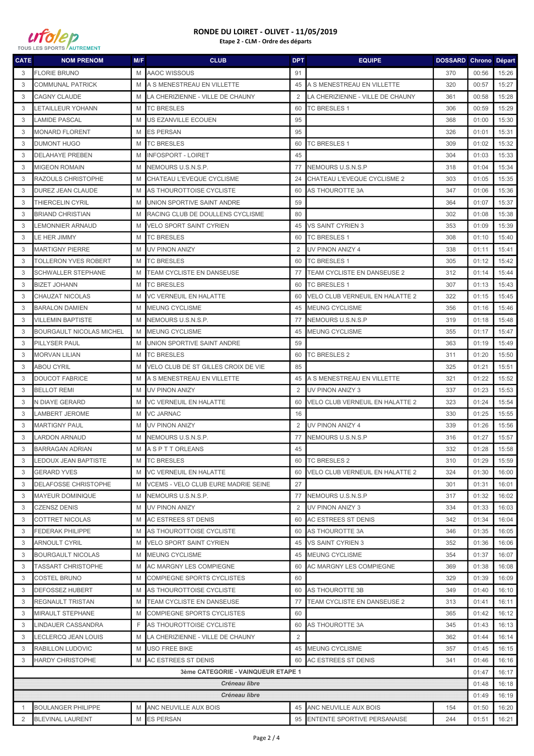# RONDE DU LOIRET - OLIVET - 11/05/2019

**Etape 2 - CLM - Ordre des départs**

| CATE | NOM PRENOM | M/F | CLUB | DPT | EQUIPE | DOSSARD | Chrono | Départ |
|---|---|---|---|---|---|---|---|---|
| 3 | FLORIE BRUNO | M | AAOC WISSOUS | 91 | | 370 | 00:56 | 15:26 |
| 3 | COMMUNAL PATRICK | M | A S MENESTREAU EN VILLETTE | 45 | A S MENESTREAU EN VILLETTE | 320 | 00:57 | 15:27 |
| 3 | CAGNY CLAUDE | M | LA CHERIZIENNE - VILLE DE CHAUNY | 2 | LA CHERIZIENNE - VILLE DE CHAUNY | 361 | 00:58 | 15:28 |
| 3 | LETAILLEUR YOHANN | M | TC BRESLES | 60 | TC BRESLES 1 | 306 | 00:59 | 15:29 |
| 3 | LAMIDE PASCAL | M | US EZANVILLE ECOUEN | 95 | | 368 | 01:00 | 15:30 |
| 3 | MONARD FLORENT | M | ES PERSAN | 95 | | 326 | 01:01 | 15:31 |
| 3 | DUMONT HUGO | M | TC BRESLES | 60 | TC BRESLES 1 | 309 | 01:02 | 15:32 |
| 3 | DELAHAYE PREBEN | M | INFOSPORT - LOIRET | 45 | | 304 | 01:03 | 15:33 |
| 3 | MIGEON ROMAIN | M | NEMOURS U.S.N.S.P. | 77 | NEMOURS U.S.N.S.P | 318 | 01:04 | 15:34 |
| 3 | RAZOULS CHRISTOPHE | M | CHATEAU L'EVEQUE CYCLISME | 24 | CHATEAU L'EVEQUE CYCLISME 2 | 303 | 01:05 | 15:35 |
| 3 | DUREZ JEAN CLAUDE | M | AS THOUROTTOISE CYCLISTE | 60 | AS THOUROTTE 3A | 347 | 01:06 | 15:36 |
| 3 | THIERCELIN CYRIL | M | UNION SPORTIVE SAINT ANDRE | 59 | | 364 | 01:07 | 15:37 |
| 3 | BRIAND CHRISTIAN | M | RACING CLUB DE DOULLENS CYCLISME | 80 | | 302 | 01:08 | 15:38 |
| 3 | LEMONNIER ARNAUD | M | VELO SPORT SAINT CYRIEN | 45 | VS SAINT CYRIEN 3 | 353 | 01:09 | 15:39 |
| 3 | LE HER JIMMY | M | TC BRESLES | 60 | TC BRESLES 1 | 308 | 01:10 | 15:40 |
| 3 | MARTIGNY PIERRE | M | UV PINON ANIZY | 2 | UV PINON ANIZY 4 | 338 | 01:11 | 15:41 |
| 3 | TOLLERON YVES ROBERT | M | TC BRESLES | 60 | TC BRESLES 1 | 305 | 01:12 | 15:42 |
| 3 | SCHWALLER STEPHANE | M | TEAM CYCLISTE EN DANSEUSE | 77 | TEAM CYCLISTE EN DANSEUSE 2 | 312 | 01:14 | 15:44 |
| 3 | BIZET JOHANN | M | TC BRESLES | 60 | TC BRESLES 1 | 307 | 01:13 | 15:43 |
| 3 | CHAUZAT NICOLAS | M | VC VERNEUIL EN HALATTE | 60 | VELO CLUB VERNEUIL EN HALATTE 2 | 322 | 01:15 | 15:45 |
| 3 | BARALON DAMIEN | M | MEUNG CYCLISME | 45 | MEUNG CYCLISME | 356 | 01:16 | 15:46 |
| 3 | VILLEMIN BAPTISTE | M | NEMOURS U.S.N.S.P. | 77 | NEMOURS U.S.N.S.P | 319 | 01:18 | 15:48 |
| 3 | BOURGAULT NICOLAS MICHEL | M | MEUNG CYCLISME | 45 | MEUNG CYCLISME | 355 | 01:17 | 15:47 |
| 3 | PILLYSER PAUL | M | UNION SPORTIVE SAINT ANDRE | 59 | | 363 | 01:19 | 15:49 |
| 3 | MORVAN LILIAN | M | TC BRESLES | 60 | TC BRESLES 2 | 311 | 01:20 | 15:50 |
| 3 | ABOU CYRIL | M | VELO CLUB DE ST GILLES CROIX DE VIE | 85 | | 325 | 01:21 | 15:51 |
| 3 | DOUCOT FABRICE | M | A S MENESTREAU EN VILLETTE | 45 | A S MENESTREAU EN VILLETTE | 321 | 01:22 | 15:52 |
| 3 | BELLOT REMI | M | UV PINON ANIZY | 2 | UV PINON ANIZY 3 | 337 | 01:23 | 15:53 |
| 3 | N DIAYE GERARD | M | VC VERNEUIL EN HALATTE | 60 | VELO CLUB VERNEUIL EN HALATTE 2 | 323 | 01:24 | 15:54 |
| 3 | LAMBERT JEROME | M | VC JARNAC | 16 | | 330 | 01:25 | 15:55 |
| 3 | MARTIGNY PAUL | M | UV PINON ANIZY | 2 | UV PINON ANIZY 4 | 339 | 01:26 | 15:56 |
| 3 | LARDON ARNAUD | M | NEMOURS U.S.N.S.P. | 77 | NEMOURS U.S.N.S.P | 316 | 01:27 | 15:57 |
| 3 | BARRAGAN ADRIAN | M | A S P T T ORLEANS | 45 | | 332 | 01:28 | 15:58 |
| 3 | LEDOUX JEAN BAPTISTE | M | TC BRESLES | 60 | TC BRESLES 2 | 310 | 01:29 | 15:59 |
| 3 | GERARD YVES | M | VC VERNEUIL EN HALATTE | 60 | VELO CLUB VERNEUIL EN HALATTE 2 | 324 | 01:30 | 16:00 |
| 3 | DELAFOSSE CHRISTOPHE | M | VCEMS - VELO CLUB EURE MADRIE SEINE | 27 | | 301 | 01:31 | 16:01 |
| 3 | MAYEUR DOMINIQUE | M | NEMOURS U.S.N.S.P. | 77 | NEMOURS U.S.N.S.P | 317 | 01:32 | 16:02 |
| 3 | CZENSZ DENIS | M | UV PINON ANIZY | 2 | UV PINON ANIZY 3 | 334 | 01:33 | 16:03 |
| 3 | COTTRET NICOLAS | M | AC ESTREES ST DENIS | 60 | AC ESTREES ST DENIS | 342 | 01:34 | 16:04 |
| 3 | FEDERAK PHILIPPE | M | AS THOUROTTOISE CYCLISTE | 60 | AS THOUROTTE 3A | 346 | 01:35 | 16:05 |
| 3 | ARNOULT CYRIL | M | VELO SPORT SAINT CYRIEN | 45 | VS SAINT CYRIEN 3 | 352 | 01:36 | 16:06 |
| 3 | BOURGAULT NICOLAS | M | MEUNG CYCLISME | 45 | MEUNG CYCLISME | 354 | 01:37 | 16:07 |
| 3 | TASSART CHRISTOPHE | M | AC MARGNY LES COMPIEGNE | 60 | AC MARGNY LES COMPIEGNE | 369 | 01:38 | 16:08 |
| 3 | COSTEL BRUNO | M | COMPIEGNE SPORTS CYCLISTES | 60 | | 329 | 01:39 | 16:09 |
| 3 | DEFOSSEZ HUBERT | M | AS THOUROTTOISE CYCLISTE | 60 | AS THOUROTTE 3B | 349 | 01:40 | 16:10 |
| 3 | REGNAULT TRISTAN | M | TEAM CYCLISTE EN DANSEUSE | 77 | TEAM CYCLISTE EN DANSEUSE 2 | 313 | 01:41 | 16:11 |
| 3 | MIRAULT STEPHANE | M | COMPIEGNE SPORTS CYCLISTES | 60 | | 365 | 01:42 | 16:12 |
| 3 | LINDAUER CASSANDRA | F | AS THOUROTTOISE CYCLISTE | 60 | AS THOUROTTE 3A | 345 | 01:43 | 16:13 |
| 3 | LECLERCQ JEAN LOUIS | M | LA CHERIZIENNE - VILLE DE CHAUNY | 2 | | 362 | 01:44 | 16:14 |
| 3 | RABILLON LUDOVIC | M | USO FREE BIKE | 45 | MEUNG CYCLISME | 357 | 01:45 | 16:15 |
| 3 | HARDY CHRISTOPHE | M | AC ESTREES ST DENIS | 60 | AC ESTREES ST DENIS | 341 | 01:46 | 16:16 |
| | | | **3ème CATEGORIE - VAINQUEUR ETAPE 1** | | | | 01:47 | 16:17 |
| | | | *Créneau libre* | | | | 01:48 | 16:18 |
| | | | *Créneau libre* | | | | 01:49 | 16:19 |
| 1 | BOULANGER PHILIPPE | M | ANC NEUVILLE AUX BOIS | 45 | ANC NEUVILLE AUX BOIS | 154 | 01:50 | 16:20 |
| 2 | BLEVINAL LAURENT | M | ES PERSAN | 95 | ENTENTE SPORTIVE PERSANAISE | 244 | 01:51 | 16:21 |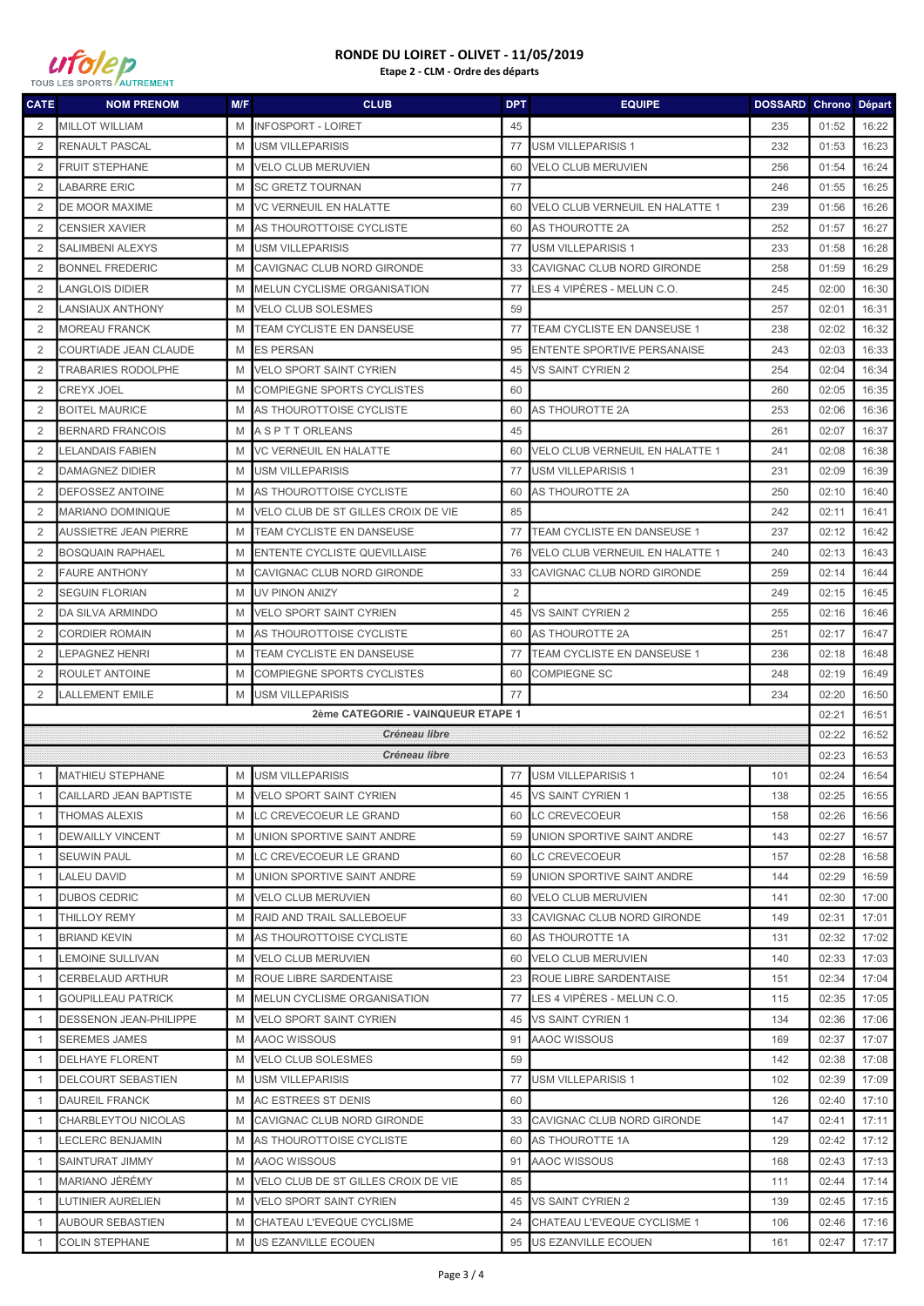# RONDE DU LOIRET - OLIVET - 11/05/2019

**Etape 2 - CLM - Ordre des départs**

| CATE | NOM PRENOM | M/F | CLUB | DPT | EQUIPE | DOSSARD | Chrono | Départ |
|---|---|---|---|---|---|---|---|---|
| 2 | MILLOT WILLIAM | M | INFOSPORT - LOIRET | 45 | | 235 | 01:52 | 16:22 |
| 2 | RENAULT PASCAL | M | USM VILLEPARISIS | 77 | USM VILLEPARISIS 1 | 232 | 01:53 | 16:23 |
| 2 | FRUIT STEPHANE | M | VELO CLUB MERUVIEN | 60 | VELO CLUB MERUVIEN | 256 | 01:54 | 16:24 |
| 2 | LABARRE ERIC | M | SC GRETZ TOURNAN | 77 | | 246 | 01:55 | 16:25 |
| 2 | DE MOOR MAXIME | M | VC VERNEUIL EN HALATTE | 60 | VELO CLUB VERNEUIL EN HALATTE 1 | 239 | 01:56 | 16:26 |
| 2 | CENSIER XAVIER | M | AS THOUROTTOISE CYCLISTE | 60 | AS THOUROTTE 2A | 252 | 01:57 | 16:27 |
| 2 | SALIMBENI ALEXYS | M | USM VILLEPARISIS | 77 | USM VILLEPARISIS 1 | 233 | 01:58 | 16:28 |
| 2 | BONNEL FREDERIC | M | CAVIGNAC CLUB NORD GIRONDE | 33 | CAVIGNAC CLUB NORD GIRONDE | 258 | 01:59 | 16:29 |
| 2 | LANGLOIS DIDIER | M | MELUN CYCLISME ORGANISATION | 77 | LES 4 VIPÈRES - MELUN C.O. | 245 | 02:00 | 16:30 |
| 2 | LANSIAUX ANTHONY | M | VELO CLUB SOLESMES | 59 | | 257 | 02:01 | 16:31 |
| 2 | MOREAU FRANCK | M | TEAM CYCLISTE EN DANSEUSE | 77 | TEAM CYCLISTE EN DANSEUSE 1 | 238 | 02:02 | 16:32 |
| 2 | COURTIADE JEAN CLAUDE | M | ES PERSAN | 95 | ENTENTE SPORTIVE PERSANAISE | 243 | 02:03 | 16:33 |
| 2 | TRABARIES RODOLPHE | M | VELO SPORT SAINT CYRIEN | 45 | VS SAINT CYRIEN 2 | 254 | 02:04 | 16:34 |
| 2 | CREYX JOEL | M | COMPIEGNE SPORTS CYCLISTES | 60 | | 260 | 02:05 | 16:35 |
| 2 | BOITEL MAURICE | M | AS THOUROTTOISE CYCLISTE | 60 | AS THOUROTTE 2A | 253 | 02:06 | 16:36 |
| 2 | BERNARD FRANCOIS | M | A S P T T ORLEANS | 45 | | 261 | 02:07 | 16:37 |
| 2 | LELANDAIS FABIEN | M | VC VERNEUIL EN HALATTE | 60 | VELO CLUB VERNEUIL EN HALATTE 1 | 241 | 02:08 | 16:38 |
| 2 | DAMAGNEZ DIDIER | M | USM VILLEPARISIS | 77 | USM VILLEPARISIS 1 | 231 | 02:09 | 16:39 |
| 2 | DEFOSSEZ ANTOINE | M | AS THOUROTTOISE CYCLISTE | 60 | AS THOUROTTE 2A | 250 | 02:10 | 16:40 |
| 2 | MARIANO DOMINIQUE | M | VELO CLUB DE ST GILLES CROIX DE VIE | 85 | | 242 | 02:11 | 16:41 |
| 2 | AUSSIETRE JEAN PIERRE | M | TEAM CYCLISTE EN DANSEUSE | 77 | TEAM CYCLISTE EN DANSEUSE 1 | 237 | 02:12 | 16:42 |
| 2 | BOSQUAIN RAPHAEL | M | ENTENTE CYCLISTE QUEVILLAISE | 76 | VELO CLUB VERNEUIL EN HALATTE 1 | 240 | 02:13 | 16:43 |
| 2 | FAURE ANTHONY | M | CAVIGNAC CLUB NORD GIRONDE | 33 | CAVIGNAC CLUB NORD GIRONDE | 259 | 02:14 | 16:44 |
| 2 | SEGUIN FLORIAN | M | UV PINON ANIZY | 2 | | 249 | 02:15 | 16:45 |
| 2 | DA SILVA ARMINDO | M | VELO SPORT SAINT CYRIEN | 45 | VS SAINT CYRIEN 2 | 255 | 02:16 | 16:46 |
| 2 | CORDIER ROMAIN | M | AS THOUROTTOISE CYCLISTE | 60 | AS THOUROTTE 2A | 251 | 02:17 | 16:47 |
| 2 | LEPAGNEZ HENRI | M | TEAM CYCLISTE EN DANSEUSE | 77 | TEAM CYCLISTE EN DANSEUSE 1 | 236 | 02:18 | 16:48 |
| 2 | ROULET ANTOINE | M | COMPIEGNE SPORTS CYCLISTES | 60 | COMPIEGNE SC | 248 | 02:19 | 16:49 |
| 2 | LALLEMENT EMILE | M | USM VILLEPARISIS | 77 | | 234 | 02:20 | 16:50 |
| | | | 2ème CATEGORIE - VAINQUEUR ETAPE 1 | | | | 02:21 | 16:51 |
| | | | *Créneau libre* | | | | 02:22 | 16:52 |
| | | | *Créneau libre* | | | | 02:23 | 16:53 |
| 1 | MATHIEU STEPHANE | M | USM VILLEPARISIS | 77 | USM VILLEPARISIS 1 | 101 | 02:24 | 16:54 |
| 1 | CAILLARD JEAN BAPTISTE | M | VELO SPORT SAINT CYRIEN | 45 | VS SAINT CYRIEN 1 | 138 | 02:25 | 16:55 |
| 1 | THOMAS ALEXIS | M | LC CREVECOEUR LE GRAND | 60 | LC CREVECOEUR | 158 | 02:26 | 16:56 |
| 1 | DEWAILLY VINCENT | M | UNION SPORTIVE SAINT ANDRE | 59 | UNION SPORTIVE SAINT ANDRE | 143 | 02:27 | 16:57 |
| 1 | SEUWIN PAUL | M | LC CREVECOEUR LE GRAND | 60 | LC CREVECOEUR | 157 | 02:28 | 16:58 |
| 1 | LALEU DAVID | M | UNION SPORTIVE SAINT ANDRE | 59 | UNION SPORTIVE SAINT ANDRE | 144 | 02:29 | 16:59 |
| 1 | DUBOS CEDRIC | M | VELO CLUB MERUVIEN | 60 | VELO CLUB MERUVIEN | 141 | 02:30 | 17:00 |
| 1 | THILLOY REMY | M | RAID AND TRAIL SALLEBOEUF | 33 | CAVIGNAC CLUB NORD GIRONDE | 149 | 02:31 | 17:01 |
| 1 | BRIAND KEVIN | M | AS THOUROTTOISE CYCLISTE | 60 | AS THOUROTTE 1A | 131 | 02:32 | 17:02 |
| 1 | LEMOINE SULLIVAN | M | VELO CLUB MERUVIEN | 60 | VELO CLUB MERUVIEN | 140 | 02:33 | 17:03 |
| 1 | CERBELAUD ARTHUR | M | ROUE LIBRE SARDENTAISE | 23 | ROUE LIBRE SARDENTAISE | 151 | 02:34 | 17:04 |
| 1 | GOUPILLEAU PATRICK | M | MELUN CYCLISME ORGANISATION | 77 | LES 4 VIPÈRES - MELUN C.O. | 115 | 02:35 | 17:05 |
| 1 | DESSENON JEAN-PHILIPPE | M | VELO SPORT SAINT CYRIEN | 45 | VS SAINT CYRIEN 1 | 134 | 02:36 | 17:06 |
| 1 | SEREMES JAMES | M | AAOC WISSOUS | 91 | AAOC WISSOUS | 169 | 02:37 | 17:07 |
| 1 | DELHAYE FLORENT | M | VELO CLUB SOLESMES | 59 | | 142 | 02:38 | 17:08 |
| 1 | DELCOURT SEBASTIEN | M | USM VILLEPARISIS | 77 | USM VILLEPARISIS 1 | 102 | 02:39 | 17:09 |
| 1 | DAUREIL FRANCK | M | AC ESTREES ST DENIS | 60 | | 126 | 02:40 | 17:10 |
| 1 | CHARBLEYTOU NICOLAS | M | CAVIGNAC CLUB NORD GIRONDE | 33 | CAVIGNAC CLUB NORD GIRONDE | 147 | 02:41 | 17:11 |
| 1 | LECLERC BENJAMIN | M | AS THOUROTTOISE CYCLISTE | 60 | AS THOUROTTE 1A | 129 | 02:42 | 17:12 |
| 1 | SAINTURAT JIMMY | M | AAOC WISSOUS | 91 | AAOC WISSOUS | 168 | 02:43 | 17:13 |
| 1 | MARIANO JÉRÉMY | M | VELO CLUB DE ST GILLES CROIX DE VIE | 85 | | 111 | 02:44 | 17:14 |
| 1 | LUTINIER AURELIEN | M | VELO SPORT SAINT CYRIEN | 45 | VS SAINT CYRIEN 2 | 139 | 02:45 | 17:15 |
| 1 | AUBOUR SEBASTIEN | M | CHATEAU L'EVEQUE CYCLISME | 24 | CHATEAU L'EVEQUE CYCLISME 1 | 106 | 02:46 | 17:16 |
| 1 | COLIN STEPHANE | M | US EZANVILLE ECOUEN | 95 | US EZANVILLE ECOUEN | 161 | 02:47 | 17:17 |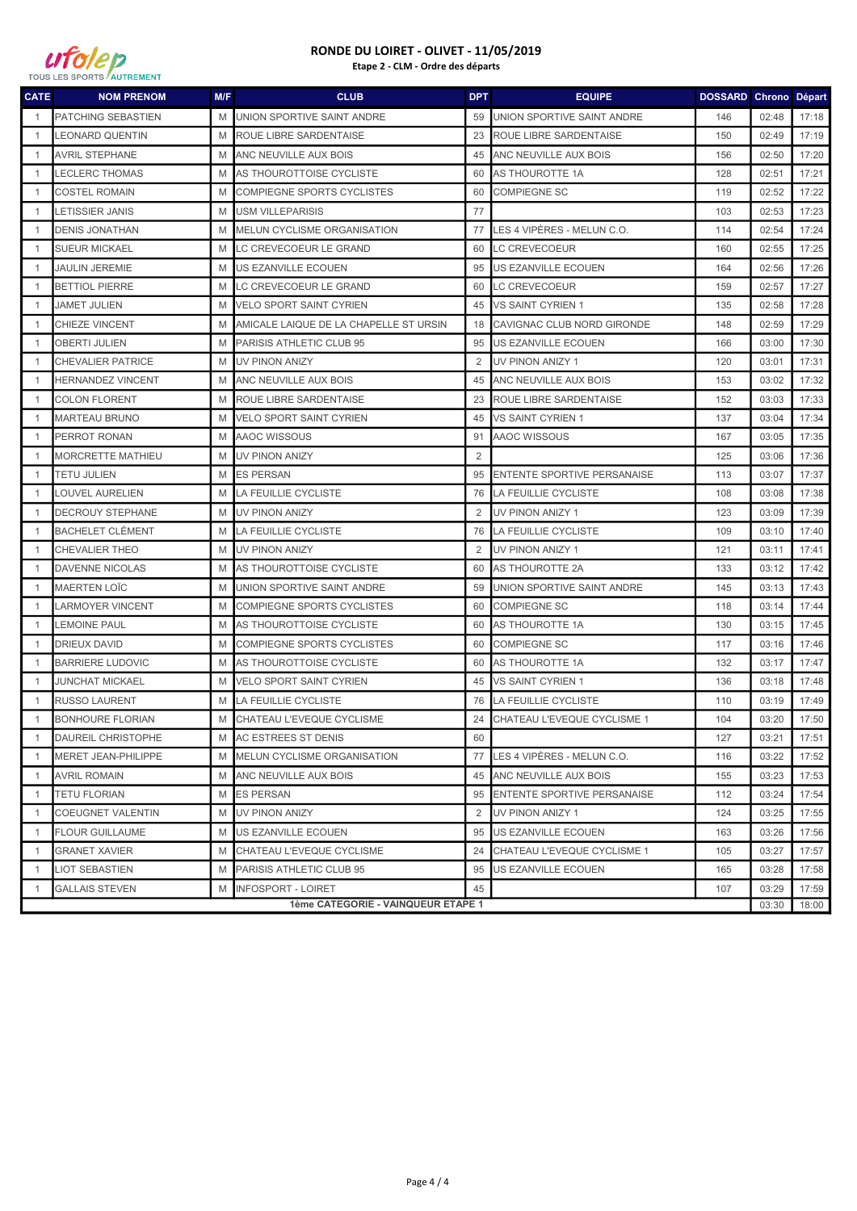# RONDE DU LOIRET - OLIVET - 11/05/2019

**Etape 2 - CLM - Ordre des départs**

| CATE | NOM PRENOM | M/F | CLUB | DPT | EQUIPE | DOSSARD | Chrono | Départ |
|---|---|---|---|---|---|---|---|---|
| 1 | PATCHING SEBASTIEN | M | UNION SPORTIVE SAINT ANDRE | 59 | UNION SPORTIVE SAINT ANDRE | 146 | 02:48 | 17:18 |
| 1 | LEONARD QUENTIN | M | ROUE LIBRE SARDENTAISE | 23 | ROUE LIBRE SARDENTAISE | 150 | 02:49 | 17:19 |
| 1 | AVRIL STEPHANE | M | ANC NEUVILLE AUX BOIS | 45 | ANC NEUVILLE AUX BOIS | 156 | 02:50 | 17:20 |
| 1 | LECLERC THOMAS | M | AS THOUROTTOISE CYCLISTE | 60 | AS THOUROTTE 1A | 128 | 02:51 | 17:21 |
| 1 | COSTEL ROMAIN | M | COMPIEGNE SPORTS CYCLISTES | 60 | COMPIEGNE SC | 119 | 02:52 | 17:22 |
| 1 | LETISSIER JANIS | M | USM VILLEPARISIS | 77 | | 103 | 02:53 | 17:23 |
| 1 | DENIS JONATHAN | M | MELUN CYCLISME ORGANISATION | 77 | LES 4 VIPÈRES - MELUN C.O. | 114 | 02:54 | 17:24 |
| 1 | SUEUR MICKAEL | M | LC CREVECOEUR LE GRAND | 60 | LC CREVECOEUR | 160 | 02:55 | 17:25 |
| 1 | JAULIN JEREMIE | M | US EZANVILLE ECOUEN | 95 | US EZANVILLE ECOUEN | 164 | 02:56 | 17:26 |
| 1 | BETTIOL PIERRE | M | LC CREVECOEUR LE GRAND | 60 | LC CREVECOEUR | 159 | 02:57 | 17:27 |
| 1 | JAMET JULIEN | M | VELO SPORT SAINT CYRIEN | 45 | VS SAINT CYRIEN 1 | 135 | 02:58 | 17:28 |
| 1 | CHIEZE VINCENT | M | AMICALE LAIQUE DE LA CHAPELLE ST URSIN | 18 | CAVIGNAC CLUB NORD GIRONDE | 148 | 02:59 | 17:29 |
| 1 | OBERTI JULIEN | M | PARISIS ATHLETIC CLUB 95 | 95 | US EZANVILLE ECOUEN | 166 | 03:00 | 17:30 |
| 1 | CHEVALIER PATRICE | M | UV PINON ANIZY | 2 | UV PINON ANIZY 1 | 120 | 03:01 | 17:31 |
| 1 | HERNANDEZ VINCENT | M | ANC NEUVILLE AUX BOIS | 45 | ANC NEUVILLE AUX BOIS | 153 | 03:02 | 17:32 |
| 1 | COLON FLORENT | M | ROUE LIBRE SARDENTAISE | 23 | ROUE LIBRE SARDENTAISE | 152 | 03:03 | 17:33 |
| 1 | MARTEAU BRUNO | M | VELO SPORT SAINT CYRIEN | 45 | VS SAINT CYRIEN 1 | 137 | 03:04 | 17:34 |
| 1 | PERROT RONAN | M | AAOC WISSOUS | 91 | AAOC WISSOUS | 167 | 03:05 | 17:35 |
| 1 | MORCRETTE MATHIEU | M | UV PINON ANIZY | 2 | | 125 | 03:06 | 17:36 |
| 1 | TETU JULIEN | M | ES PERSAN | 95 | ENTENTE SPORTIVE PERSANAISE | 113 | 03:07 | 17:37 |
| 1 | LOUVEL AURELIEN | M | LA FEUILLIE CYCLISTE | 76 | LA FEUILLIE CYCLISTE | 108 | 03:08 | 17:38 |
| 1 | DECROUY STEPHANE | M | UV PINON ANIZY | 2 | UV PINON ANIZY 1 | 123 | 03:09 | 17:39 |
| 1 | BACHELET CLÉMENT | M | LA FEUILLIE CYCLISTE | 76 | LA FEUILLIE CYCLISTE | 109 | 03:10 | 17:40 |
| 1 | CHEVALIER THEO | M | UV PINON ANIZY | 2 | UV PINON ANIZY 1 | 121 | 03:11 | 17:41 |
| 1 | DAVENNE NICOLAS | M | AS THOUROTTOISE CYCLISTE | 60 | AS THOUROTTE 2A | 133 | 03:12 | 17:42 |
| 1 | MAERTEN LOÏC | M | UNION SPORTIVE SAINT ANDRE | 59 | UNION SPORTIVE SAINT ANDRE | 145 | 03:13 | 17:43 |
| 1 | LARMOYER VINCENT | M | COMPIEGNE SPORTS CYCLISTES | 60 | COMPIEGNE SC | 118 | 03:14 | 17:44 |
| 1 | LEMOINE PAUL | M | AS THOUROTTOISE CYCLISTE | 60 | AS THOUROTTE 1A | 130 | 03:15 | 17:45 |
| 1 | DRIEUX DAVID | M | COMPIEGNE SPORTS CYCLISTES | 60 | COMPIEGNE SC | 117 | 03:16 | 17:46 |
| 1 | BARRIERE LUDOVIC | M | AS THOUROTTOISE CYCLISTE | 60 | AS THOUROTTE 1A | 132 | 03:17 | 17:47 |
| 1 | JUNCHAT MICKAEL | M | VELO SPORT SAINT CYRIEN | 45 | VS SAINT CYRIEN 1 | 136 | 03:18 | 17:48 |
| 1 | RUSSO LAURENT | M | LA FEUILLIE CYCLISTE | 76 | LA FEUILLIE CYCLISTE | 110 | 03:19 | 17:49 |
| 1 | BONHOURE FLORIAN | M | CHATEAU L'EVEQUE CYCLISME | 24 | CHATEAU L'EVEQUE CYCLISME 1 | 104 | 03:20 | 17:50 |
| 1 | DAUREIL CHRISTOPHE | M | AC ESTREES ST DENIS | 60 | | 127 | 03:21 | 17:51 |
| 1 | MERET JEAN-PHILIPPE | M | MELUN CYCLISME ORGANISATION | 77 | LES 4 VIPÈRES - MELUN C.O. | 116 | 03:22 | 17:52 |
| 1 | AVRIL ROMAIN | M | ANC NEUVILLE AUX BOIS | 45 | ANC NEUVILLE AUX BOIS | 155 | 03:23 | 17:53 |
| 1 | TETU FLORIAN | M | ES PERSAN | 95 | ENTENTE SPORTIVE PERSANAISE | 112 | 03:24 | 17:54 |
| 1 | COEUGNET VALENTIN | M | UV PINON ANIZY | 2 | UV PINON ANIZY 1 | 124 | 03:25 | 17:55 |
| 1 | FLOUR GUILLAUME | M | US EZANVILLE ECOUEN | 95 | US EZANVILLE ECOUEN | 163 | 03:26 | 17:56 |
| 1 | GRANET XAVIER | M | CHATEAU L'EVEQUE CYCLISME | 24 | CHATEAU L'EVEQUE CYCLISME 1 | 105 | 03:27 | 17:57 |
| 1 | LIOT SEBASTIEN | M | PARISIS ATHLETIC CLUB 95 | 95 | US EZANVILLE ECOUEN | 165 | 03:28 | 17:58 |
| 1 | GALLAIS STEVEN | M | INFOSPORT - LOIRET | 45 | | 107 | 03:29 | 17:59 |
| 1ème CATEGORIE - VAINQUEUR ETAPE 1 | | | | | | | 03:30 | 18:00 |